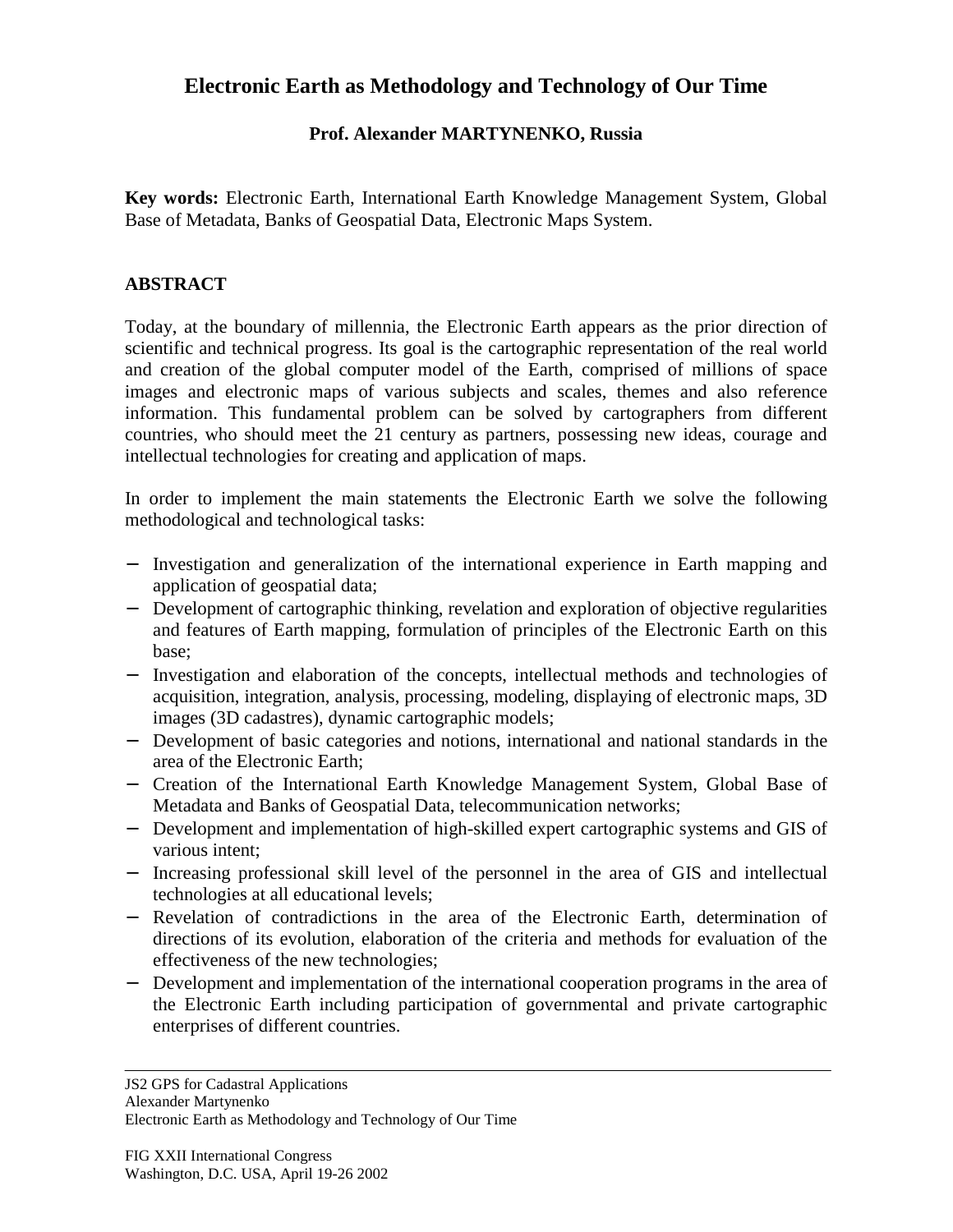# Electronic Earth as Methodology and Technology of Our Time

**Prof. Alexander MARTYNENKO, Russia**

**Key words:** Electronic Earth, International Earth Knowledge Management System, Global Base of Metadata, Banks of Geospatial Data, Electronic Maps System.

## ABSTRACT

Today, at the boundary of millennia, the Electronic Earth appears as the prior direction of scientific and technical progress. Its goal is the cartographic representation of the real world and creation of the global computer model of the Earth, comprised of millions of space images and electronic maps of various subjects and scales, themes and also reference information. This fundamental problem can be solved by cartographers from different countries, who should meet the 21 century as partners, possessing new ideas, courage and intellectual technologies for creating and application of maps.

In order to implement the main statements the Electronic Earth we solve the following methodological and technological tasks:

- Investigation and generalization of the international experience in Earth mapping and application of geospatial data;
- Development of cartographic thinking, revelation and exploration of objective regularities and features of Earth mapping, formulation of principles of the Electronic Earth on this base;
- Investigation and elaboration of the concepts, intellectual methods and technologies of acquisition, integration, analysis, processing, modeling, displaying of electronic maps, 3D images (3D cadastres), dynamic cartographic models;
- Development of basic categories and notions, international and national standards in the area of the Electronic Earth;
- Creation of the International Earth Knowledge Management System, Global Base of Metadata and Banks of Geospatial Data, telecommunication networks;
- Development and implementation of high-skilled expert cartographic systems and GIS of various intent;
- Increasing professional skill level of the personnel in the area of GIS and intellectual technologies at all educational levels;
- Revelation of contradictions in the area of the Electronic Earth, determination of directions of its evolution, elaboration of the criteria and methods for evaluation of the effectiveness of the new technologies;
- Development and implementation of the international cooperation programs in the area of the Electronic Earth including participation of governmental and private cartographic enterprises of different countries.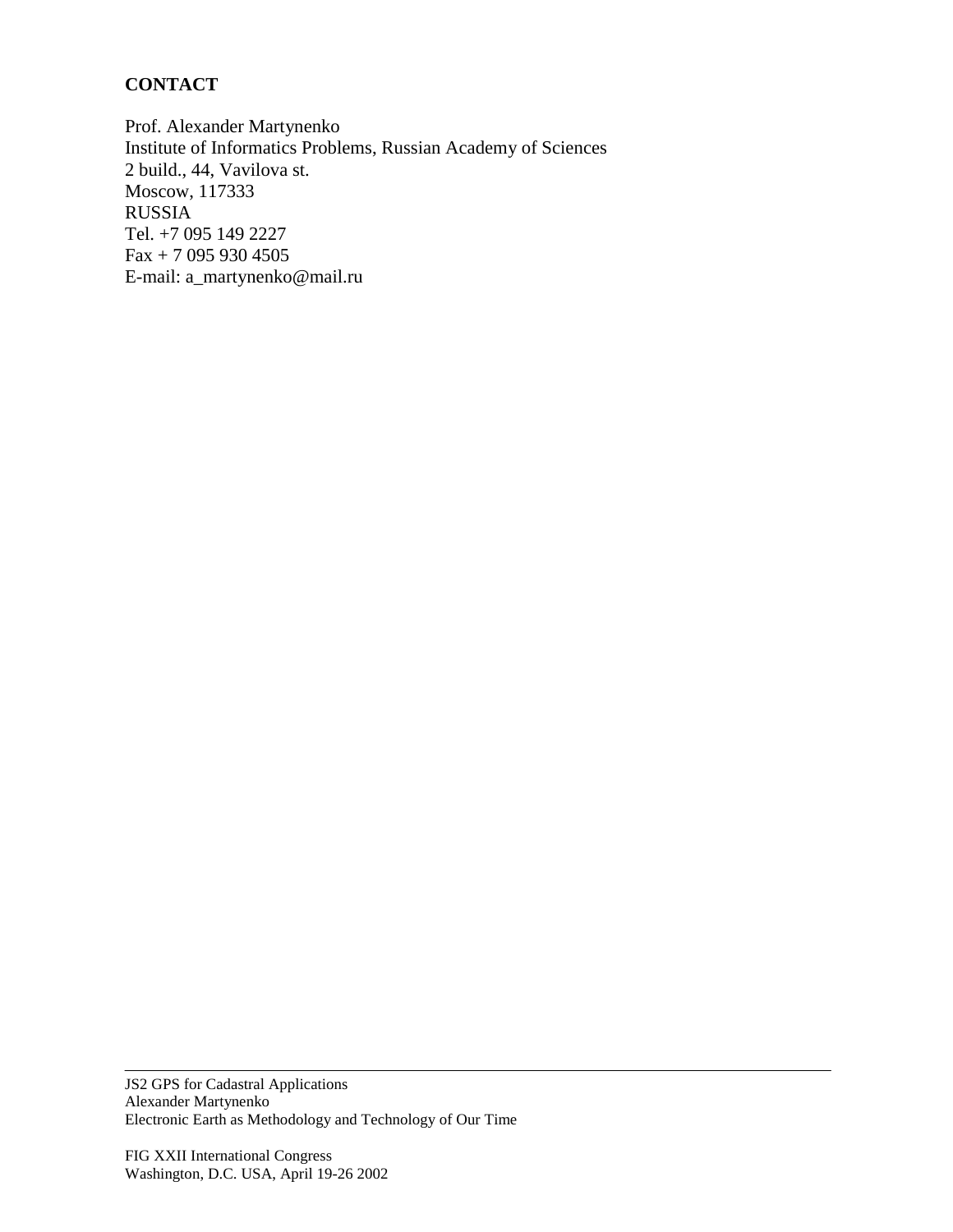## CONTACT

Prof. Alexander Martynenko
Institute of Informatics Problems, Russian Academy of Sciences
2 build., 44, Vavilova st.
Moscow, 117333
RUSSIA
Tel. +7 095 149 2227
Fax + 7 095 930 4505
E-mail: a_martynenko@mail.ru